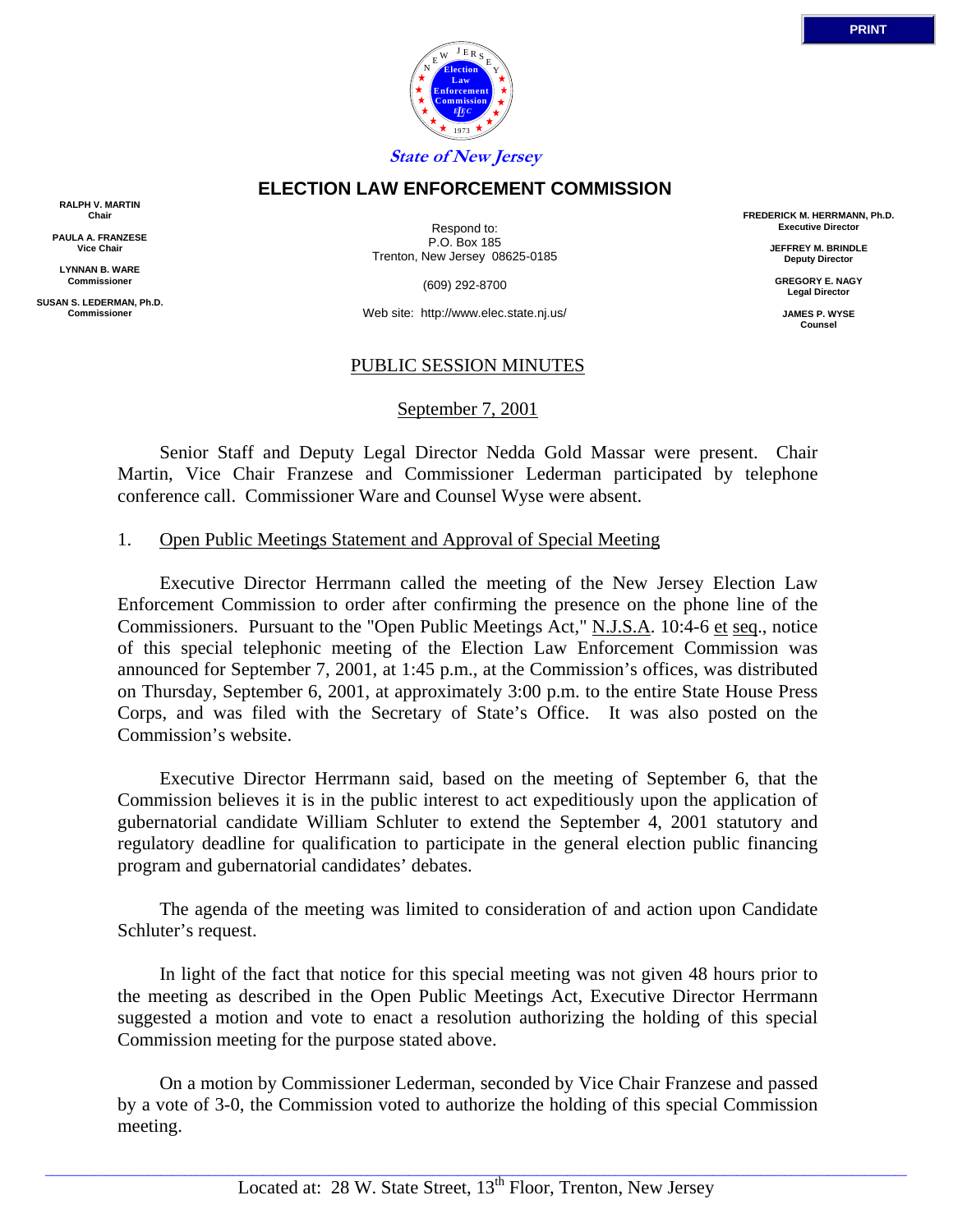State of New Jersey

# ELECTION LAW ENFORCEMENT COMMISSION

RALPH V. MARTIN
Chair

PAULA A. FRANZESE
Vice Chair

LYNNAN B. WARE
Commissioner

SUSAN S. LEDERMAN, Ph.D.
Commissioner

Respond to:
P.O. Box 185
Trenton, New Jersey 08625-0185

(609) 292-8700

Web site: http://www.elec.state.nj.us/

FREDERICK M. HERRMANN, Ph.D.
Executive Director

JEFFREY M. BRINDLE
Deputy Director

GREGORY E. NAGY
Legal Director

JAMES P. WYSE
Counsel

## PUBLIC SESSION MINUTES

September 7, 2001

Senior Staff and Deputy Legal Director Nedda Gold Massar were present. Chair Martin, Vice Chair Franzese and Commissioner Lederman participated by telephone conference call. Commissioner Ware and Counsel Wyse were absent.

1. Open Public Meetings Statement and Approval of Special Meeting

Executive Director Herrmann called the meeting of the New Jersey Election Law Enforcement Commission to order after confirming the presence on the phone line of the Commissioners. Pursuant to the "Open Public Meetings Act," N.J.S.A. 10:4-6 et seq., notice of this special telephonic meeting of the Election Law Enforcement Commission was announced for September 7, 2001, at 1:45 p.m., at the Commission's offices, was distributed on Thursday, September 6, 2001, at approximately 3:00 p.m. to the entire State House Press Corps, and was filed with the Secretary of State's Office. It was also posted on the Commission's website.

Executive Director Herrmann said, based on the meeting of September 6, that the Commission believes it is in the public interest to act expeditiously upon the application of gubernatorial candidate William Schluter to extend the September 4, 2001 statutory and regulatory deadline for qualification to participate in the general election public financing program and gubernatorial candidates' debates.

The agenda of the meeting was limited to consideration of and action upon Candidate Schluter's request.

In light of the fact that notice for this special meeting was not given 48 hours prior to the meeting as described in the Open Public Meetings Act, Executive Director Herrmann suggested a motion and vote to enact a resolution authorizing the holding of this special Commission meeting for the purpose stated above.

On a motion by Commissioner Lederman, seconded by Vice Chair Franzese and passed by a vote of 3-0, the Commission voted to authorize the holding of this special Commission meeting.

Located at: 28 W. State Street, 13th Floor, Trenton, New Jersey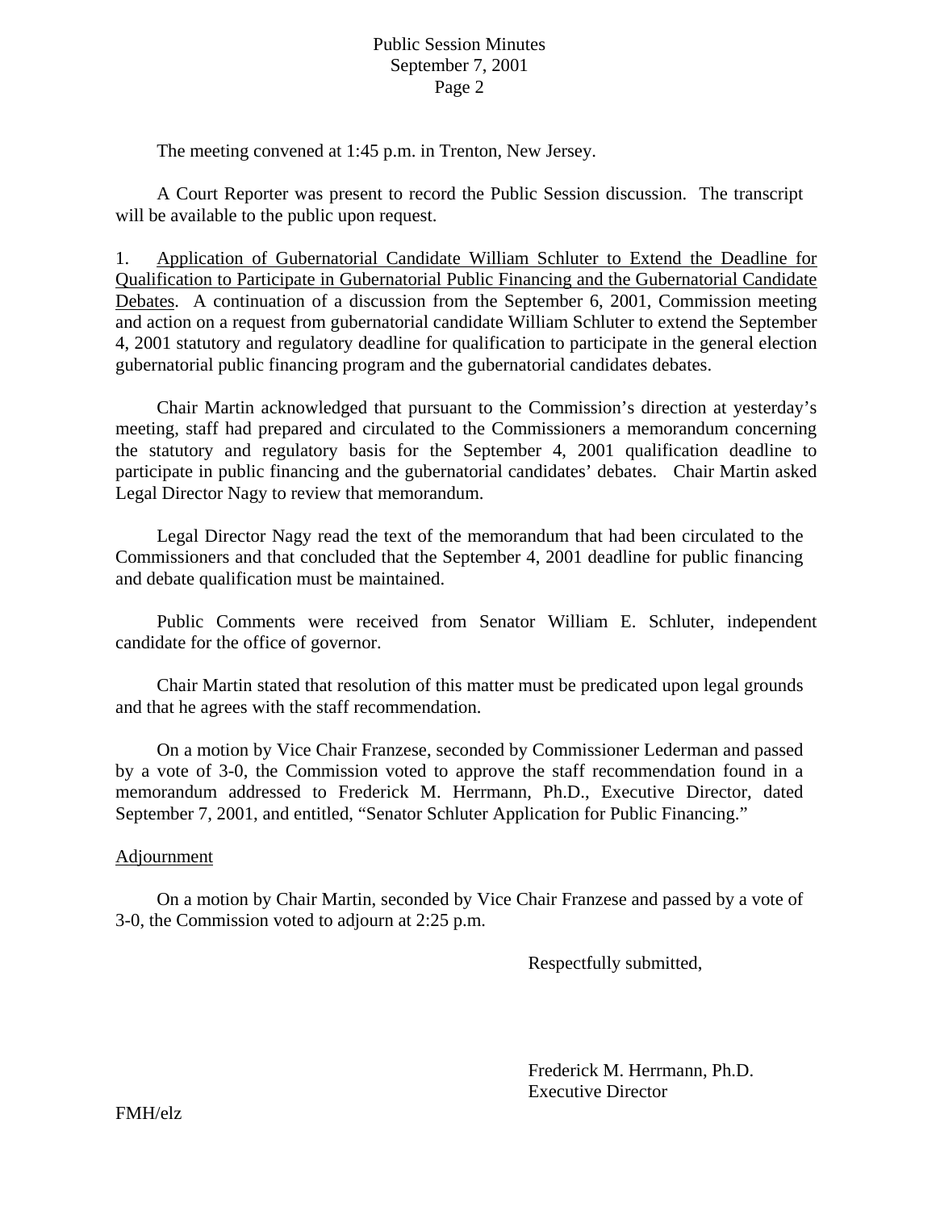The meeting convened at 1:45 p.m. in Trenton, New Jersey.

A Court Reporter was present to record the Public Session discussion. The transcript will be available to the public upon request.

1. Application of Gubernatorial Candidate William Schluter to Extend the Deadline for Qualification to Participate in Gubernatorial Public Financing and the Gubernatorial Candidate Debates. A continuation of a discussion from the September 6, 2001, Commission meeting and action on a request from gubernatorial candidate William Schluter to extend the September 4, 2001 statutory and regulatory deadline for qualification to participate in the general election gubernatorial public financing program and the gubernatorial candidates debates.

Chair Martin acknowledged that pursuant to the Commission's direction at yesterday's meeting, staff had prepared and circulated to the Commissioners a memorandum concerning the statutory and regulatory basis for the September 4, 2001 qualification deadline to participate in public financing and the gubernatorial candidates' debates. Chair Martin asked Legal Director Nagy to review that memorandum.

Legal Director Nagy read the text of the memorandum that had been circulated to the Commissioners and that concluded that the September 4, 2001 deadline for public financing and debate qualification must be maintained.

Public Comments were received from Senator William E. Schluter, independent candidate for the office of governor.

Chair Martin stated that resolution of this matter must be predicated upon legal grounds and that he agrees with the staff recommendation.

On a motion by Vice Chair Franzese, seconded by Commissioner Lederman and passed by a vote of 3-0, the Commission voted to approve the staff recommendation found in a memorandum addressed to Frederick M. Herrmann, Ph.D., Executive Director, dated September 7, 2001, and entitled, "Senator Schluter Application for Public Financing."

Adjournment

On a motion by Chair Martin, seconded by Vice Chair Franzese and passed by a vote of 3-0, the Commission voted to adjourn at 2:25 p.m.

Respectfully submitted,

Frederick M. Herrmann, Ph.D.
Executive Director

FMH/elz